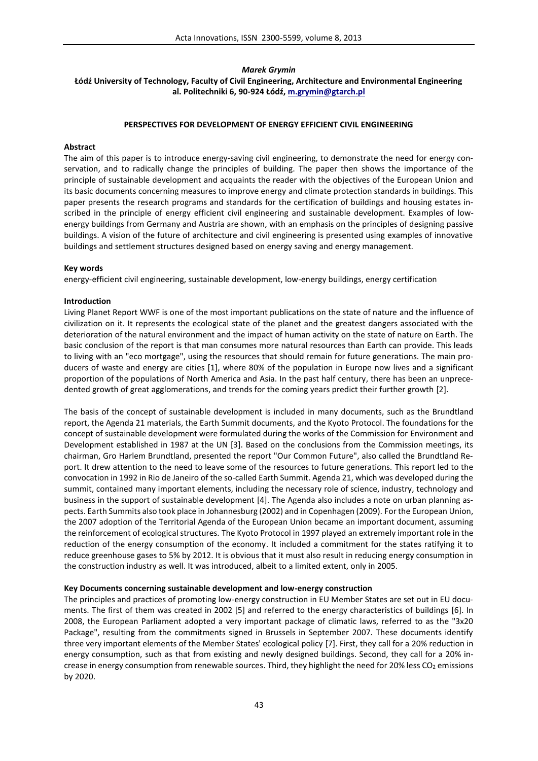*Marek Grymin*

**Łódź University of Technology, Faculty of Civil Engineering, Architecture and Environmental Engineering al. Politechniki 6, 90-924 Łódź, m.grymin@gtarch.pl**

# PERSPECTIVES FOR DEVELOPMENT OF ENERGY EFFICIENT CIVIL ENGINEERING

## Abstract

The aim of this paper is to introduce energy-saving civil engineering, to demonstrate the need for energy conservation, and to radically change the principles of building. The paper then shows the importance of the principle of sustainable development and acquaints the reader with the objectives of the European Union and its basic documents concerning measures to improve energy and climate protection standards in buildings. This paper presents the research programs and standards for the certification of buildings and housing estates inscribed in the principle of energy efficient civil engineering and sustainable development. Examples of low-energy buildings from Germany and Austria are shown, with an emphasis on the principles of designing passive buildings. A vision of the future of architecture and civil engineering is presented using examples of innovative buildings and settlement structures designed based on energy saving and energy management.

## Key words

energy-efficient civil engineering, sustainable development, low-energy buildings, energy certification

## Introduction

Living Planet Report WWF is one of the most important publications on the state of nature and the influence of civilization on it. It represents the ecological state of the planet and the greatest dangers associated with the deterioration of the natural environment and the impact of human activity on the state of nature on Earth. The basic conclusion of the report is that man consumes more natural resources than Earth can provide. This leads to living with an "eco mortgage", using the resources that should remain for future generations. The main producers of waste and energy are cities [1], where 80% of the population in Europe now lives and a significant proportion of the populations of North America and Asia. In the past half century, there has been an unprecedented growth of great agglomerations, and trends for the coming years predict their further growth [2].

The basis of the concept of sustainable development is included in many documents, such as the Brundtland report, the Agenda 21 materials, the Earth Summit documents, and the Kyoto Protocol. The foundations for the concept of sustainable development were formulated during the works of the Commission for Environment and Development established in 1987 at the UN [3]. Based on the conclusions from the Commission meetings, its chairman, Gro Harlem Brundtland, presented the report "Our Common Future", also called the Brundtland Report. It drew attention to the need to leave some of the resources to future generations. This report led to the convocation in 1992 in Rio de Janeiro of the so-called Earth Summit. Agenda 21, which was developed during the summit, contained many important elements, including the necessary role of science, industry, technology and business in the support of sustainable development [4]. The Agenda also includes a note on urban planning aspects. Earth Summits also took place in Johannesburg (2002) and in Copenhagen (2009). For the European Union, the 2007 adoption of the Territorial Agenda of the European Union became an important document, assuming the reinforcement of ecological structures. The Kyoto Protocol in 1997 played an extremely important role in the reduction of the energy consumption of the economy. It included a commitment for the states ratifying it to reduce greenhouse gases to 5% by 2012. It is obvious that it must also result in reducing energy consumption in the construction industry as well. It was introduced, albeit to a limited extent, only in 2005.

## Key Documents concerning sustainable development and low-energy construction

The principles and practices of promoting low-energy construction in EU Member States are set out in EU documents. The first of them was created in 2002 [5] and referred to the energy characteristics of buildings [6]. In 2008, the European Parliament adopted a very important package of climatic laws, referred to as the "3x20 Package", resulting from the commitments signed in Brussels in September 2007. These documents identify three very important elements of the Member States' ecological policy [7]. First, they call for a 20% reduction in energy consumption, such as that from existing and newly designed buildings. Second, they call for a 20% increase in energy consumption from renewable sources. Third, they highlight the need for 20% less $CO_2$ emissions by 2020.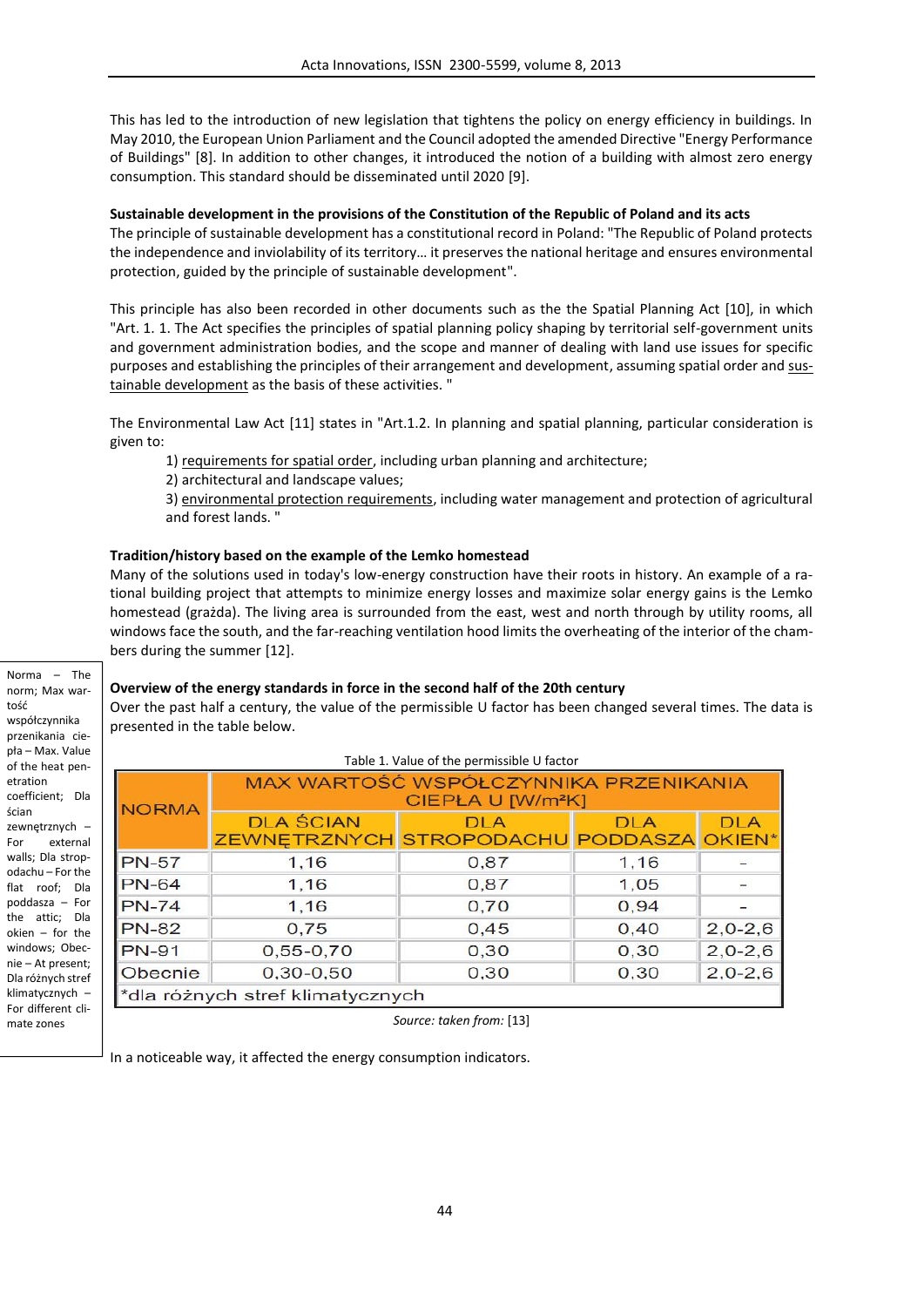This has led to the introduction of new legislation that tightens the policy on energy efficiency in buildings. In May 2010, the European Union Parliament and the Council adopted the amended Directive "Energy Performance of Buildings" [8]. In addition to other changes, it introduced the notion of a building with almost zero energy consumption. This standard should be disseminated until 2020 [9].

**Sustainable development in the provisions of the Constitution of the Republic of Poland and its acts**

The principle of sustainable development has a constitutional record in Poland: "The Republic of Poland protects the independence and inviolability of its territory… it preserves the national heritage and ensures environmental protection, guided by the principle of sustainable development".

This principle has also been recorded in other documents such as the the Spatial Planning Act [10], in which "Art. 1. 1. The Act specifies the principles of spatial planning policy shaping by territorial self-government units and government administration bodies, and the scope and manner of dealing with land use issues for specific purposes and establishing the principles of their arrangement and development, assuming spatial order and sustainable development as the basis of these activities. "

The Environmental Law Act [11] states in "Art.1.2. In planning and spatial planning, particular consideration is given to:

1) requirements for spatial order, including urban planning and architecture;
2) architectural and landscape values;
3) environmental protection requirements, including water management and protection of agricultural and forest lands. "

**Tradition/history based on the example of the Lemko homestead**

Many of the solutions used in today's low-energy construction have their roots in history. An example of a rational building project that attempts to minimize energy losses and maximize solar energy gains is the Lemko homestead (grażda). The living area is surrounded from the east, west and north through utility rooms, all windows face the south, and the far-reaching ventilation hood limits the overheating of the interior of the chambers during the summer [12].

**Overview of the energy standards in force in the second half of the 20th century**

Over the past half a century, the value of the permissible U factor has been changed several times. The data is presented in the table below.

Table 1. Value of the permissible U factor

| NORMA | MAX WARTOŚĆ WSPÓŁCZYNNIKA PRZENIKANIA CIEPŁA U [W/m²K] | | | |
|---|---|---|---|---|
| | DLA ŚCIAN ZEWNĘTRZNYCH | DLA STROPODACHU | DLA PODDASZA | DLA OKIEN* |
| PN-57 | 1,16 | 0,87 | 1,16 | – |
| PN-64 | 1,16 | 0,87 | 1,05 | – |
| PN-74 | 1,16 | 0,70 | 0,94 | – |
| PN-82 | 0,75 | 0,45 | 0,40 | 2,0-2,6 |
| PN-91 | 0,55-0,70 | 0,30 | 0,30 | 2,0-2,6 |
| Obecnie | 0,30-0,50 | 0,30 | 0,30 | 2,0-2,6 |

*dla różnych stref klimatycznych

*Source: taken from:* [13]

Norma – The norm; Max wartość współczynnika przenikania ciepła – Max. Value of the heat penetration coefficient; Dla ścian zewnętrznych – For external walls; Dla stropodachu – For the flat roof; Dla poddasza – For the attic; Dla okien – for the windows; Obecnie – At present; Dla różnych stref klimatycznych – For different climate zones

In a noticeable way, it affected the energy consumption indicators.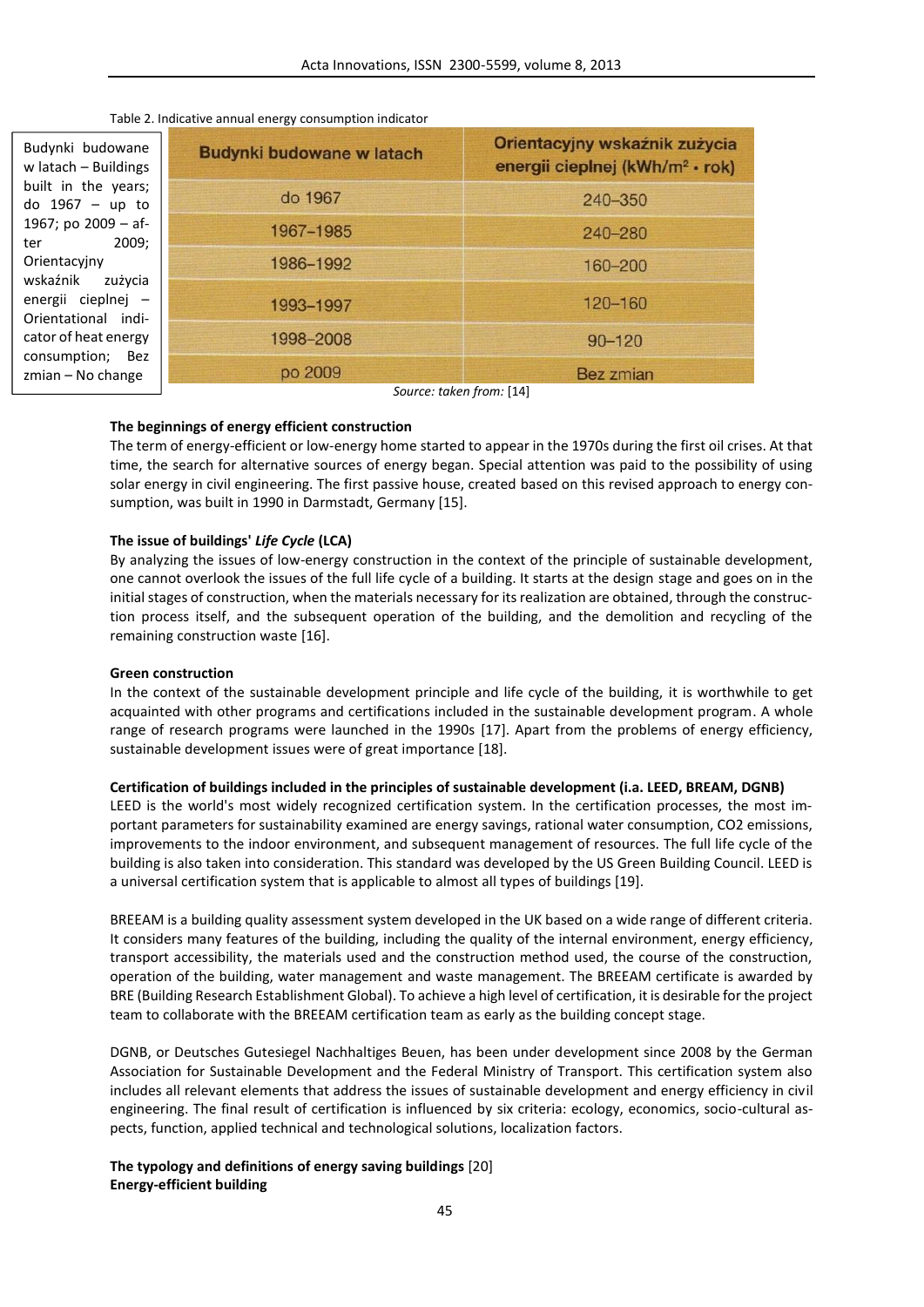Table 2. Indicative annual energy consumption indicator

Budynki budowane w latach – Buildings built in the years; do 1967 – up to 1967; po 2009 – after 2009; Orientacyjny wskaźnik zużycia energii cieplnej – Orientational indicator of heat energy consumption; Bez zmian – No change

| Budynki budowane w latach | Orientacyjny wskaźnik zużycia energii cieplnej (kWh/m² · rok) |
|---|---|
| do 1967 | 240–350 |
| 1967–1985 | 240–280 |
| 1986–1992 | 160–200 |
| 1993–1997 | 120–160 |
| 1998–2008 | 90–120 |
| po 2009 | Bez zmian |

*Source: taken from:* [14]

**The beginnings of energy efficient construction**

The term of energy-efficient or low-energy home started to appear in the 1970s during the first oil crises. At that time, the search for alternative sources of energy began. Special attention was paid to the possibility of using solar energy in civil engineering. The first passive house, created based on this revised approach to energy consumption, was built in 1990 in Darmstadt, Germany [15].

**The issue of buildings' *Life Cycle* (LCA)**

By analyzing the issues of low-energy construction in the context of the principle of sustainable development, one cannot overlook the issues of the full life cycle of a building. It starts at the design stage and goes on in the initial stages of construction, when the materials necessary for its realization are obtained, through the construction process itself, and the subsequent operation of the building, and the demolition and recycling of the remaining construction waste [16].

**Green construction**

In the context of the sustainable development principle and life cycle of the building, it is worthwhile to get acquainted with other programs and certifications included in the sustainable development program. A whole range of research programs were launched in the 1990s [17]. Apart from the problems of energy efficiency, sustainable development issues were of great importance [18].

**Certification of buildings included in the principles of sustainable development (i.a. LEED, BREAM, DGNB)**

LEED is the world's most widely recognized certification system. In the certification processes, the most important parameters for sustainability examined are energy savings, rational water consumption, CO2 emissions, improvements to the indoor environment, and subsequent management of resources. The full life cycle of the building is also taken into consideration. This standard was developed by the US Green Building Council. LEED is a universal certification system that is applicable to almost all types of buildings [19].

BREEAM is a building quality assessment system developed in the UK based on a wide range of different criteria. It considers many features of the building, including the quality of the internal environment, energy efficiency, transport accessibility, the materials used and the construction method used, the course of the construction, operation of the building, water management and waste management. The BREEAM certificate is awarded by BRE (Building Research Establishment Global). To achieve a high level of certification, it is desirable for the project team to collaborate with the BREEAM certification team as early as the building concept stage.

DGNB, or Deutsches Gutesiegel Nachhaltiges Beuen, has been under development since 2008 by the German Association for Sustainable Development and the Federal Ministry of Transport. This certification system also includes all relevant elements that address the issues of sustainable development and energy efficiency in civil engineering. The final result of certification is influenced by six criteria: ecology, economics, socio-cultural aspects, function, applied technical and technological solutions, localization factors.

**The typology and definitions of energy saving buildings** [20]

**Energy-efficient building**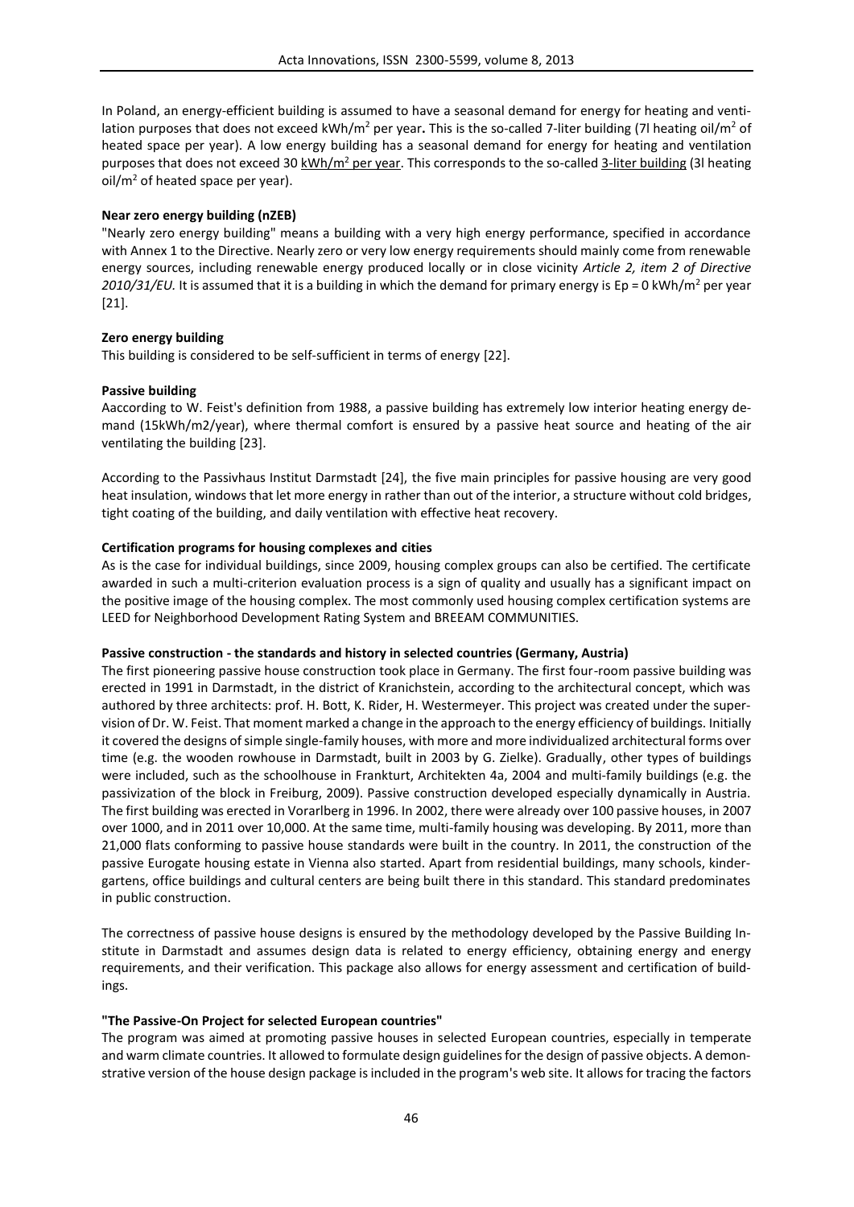In Poland, an energy-efficient building is assumed to have a seasonal demand for energy for heating and ventilation purposes that does not exceed kWh/m$^2$ per year**.** This is the so-called 7-liter building (7l heating oil/m$^2$ of heated space per year). A low energy building has a seasonal demand for energy for heating and ventilation purposes that does not exceed 30 kWh/m$^2$ per year. This corresponds to the so-called 3-liter building (3l heating oil/m$^2$ of heated space per year).

**Near zero energy building (nZEB)**

"Nearly zero energy building" means a building with a very high energy performance, specified in accordance with Annex 1 to the Directive. Nearly zero or very low energy requirements should mainly come from renewable energy sources, including renewable energy produced locally or in close vicinity *Article 2, item 2 of Directive 2010/31/EU.* It is assumed that it is a building in which the demand for primary energy is Ep = 0 kWh/m$^2$ per year [21].

**Zero energy building**

This building is considered to be self-sufficient in terms of energy [22].

**Passive building**

Aaccording to W. Feist's definition from 1988, a passive building has extremely low interior heating energy demand (15kWh/m2/year), where thermal comfort is ensured by a passive heat source and heating of the air ventilating the building [23].

According to the Passivhaus Institut Darmstadt [24], the five main principles for passive housing are very good heat insulation, windows that let more energy in rather than out of the interior, a structure without cold bridges, tight coating of the building, and daily ventilation with effective heat recovery.

**Certification programs for housing complexes and cities**

As is the case for individual buildings, since 2009, housing complex groups can also be certified. The certificate awarded in such a multi-criterion evaluation process is a sign of quality and usually has a significant impact on the positive image of the housing complex. The most commonly used housing complex certification systems are LEED for Neighborhood Development Rating System and BREEAM COMMUNITIES.

**Passive construction - the standards and history in selected countries (Germany, Austria)**

The first pioneering passive house construction took place in Germany. The first four-room passive building was erected in 1991 in Darmstadt, in the district of Kranichstein, according to the architectural concept, which was authored by three architects: prof. H. Bott, K. Rider, H. Westermeyer. This project was created under the supervision of Dr. W. Feist. That moment marked a change in the approach to the energy efficiency of buildings. Initially it covered the designs of simple single-family houses, with more and more individualized architectural forms over time (e.g. the wooden rowhouse in Darmstadt, built in 2003 by G. Zielke). Gradually, other types of buildings were included, such as the schoolhouse in Frankturt, Architekten 4a, 2004 and multi-family buildings (e.g. the passivization of the block in Freiburg, 2009). Passive construction developed especially dynamically in Austria. The first building was erected in Vorarlberg in 1996. In 2002, there were already over 100 passive houses, in 2007 over 1000, and in 2011 over 10,000. At the same time, multi-family housing was developing. By 2011, more than 21,000 flats conforming to passive house standards were built in the country. In 2011, the construction of the passive Eurogate housing estate in Vienna also started. Apart from residential buildings, many schools, kindergartens, office buildings and cultural centers are being built there in this standard. This standard predominates in public construction.

The correctness of passive house designs is ensured by the methodology developed by the Passive Building Institute in Darmstadt and assumes design data is related to energy efficiency, obtaining energy and energy requirements, and their verification. This package also allows for energy assessment and certification of buildings.

**"The Passive-On Project for selected European countries"**

The program was aimed at promoting passive houses in selected European countries, especially in temperate and warm climate countries. It allowed to formulate design guidelines for the design of passive objects. A demonstrative version of the house design package is included in the program's web site. It allows for tracing the factors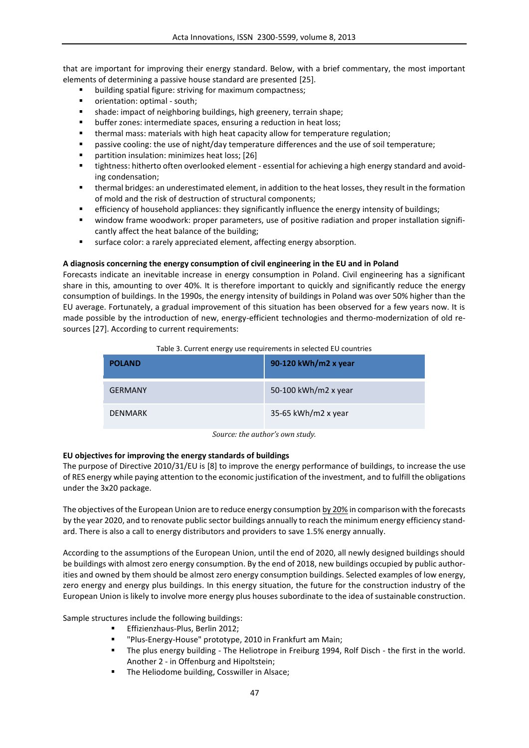that are important for improving their energy standard. Below, with a brief commentary, the most important elements of determining a passive house standard are presented [25].

- building spatial figure: striving for maximum compactness;
- orientation: optimal - south;
- shade: impact of neighboring buildings, high greenery, terrain shape;
- buffer zones: intermediate spaces, ensuring a reduction in heat loss;
- thermal mass: materials with high heat capacity allow for temperature regulation;
- passive cooling: the use of night/day temperature differences and the use of soil temperature;
- partition insulation: minimizes heat loss; [26]
- tightness: hitherto often overlooked element - essential for achieving a high energy standard and avoiding condensation;
- thermal bridges: an underestimated element, in addition to the heat losses, they result in the formation of mold and the risk of destruction of structural components;
- efficiency of household appliances: they significantly influence the energy intensity of buildings;
- window frame woodwork: proper parameters, use of positive radiation and proper installation significantly affect the heat balance of the building;
- surface color: a rarely appreciated element, affecting energy absorption.

**A diagnosis concerning the energy consumption of civil engineering in the EU and in Poland**

Forecasts indicate an inevitable increase in energy consumption in Poland. Civil engineering has a significant share in this, amounting to over 40%. It is therefore important to quickly and significantly reduce the energy consumption of buildings. In the 1990s, the energy intensity of buildings in Poland was over 50% higher than the EU average. Fortunately, a gradual improvement of this situation has been observed for a few years now. It is made possible by the introduction of new, energy-efficient technologies and thermo-modernization of old resources [27]. According to current requirements:

Table 3. Current energy use requirements in selected EU countries

| POLAND | 90-120 kWh/m2 x year |
|---|---|
| GERMANY | 50-100 kWh/m2 x year |
| DENMARK | 35-65 kWh/m2 x year |

*Source: the author's own study.*

**EU objectives for improving the energy standards of buildings**

The purpose of Directive 2010/31/EU is [8] to improve the energy performance of buildings, to increase the use of RES energy while paying attention to the economic justification of the investment, and to fulfill the obligations under the 3x20 package.

The objectives of the European Union are to reduce energy consumption by 20% in comparison with the forecasts by the year 2020, and to renovate public sector buildings annually to reach the minimum energy efficiency standard. There is also a call to energy distributors and providers to save 1.5% energy annually.

According to the assumptions of the European Union, until the end of 2020, all newly designed buildings should be buildings with almost zero energy consumption. By the end of 2018, new buildings occupied by public authorities and owned by them should be almost zero energy consumption buildings. Selected examples of low energy, zero energy and energy plus buildings. In this energy situation, the future for the construction industry of the European Union is likely to involve more energy plus houses subordinate to the idea of sustainable construction.

Sample structures include the following buildings:

- Effizienzhaus-Plus, Berlin 2012;
- "Plus-Energy-House" prototype, 2010 in Frankfurt am Main;
- The plus energy building - The Heliotrope in Freiburg 1994, Rolf Disch - the first in the world. Another 2 - in Offenburg and Hipoltstein;
- The Heliodome building, Cosswiller in Alsace;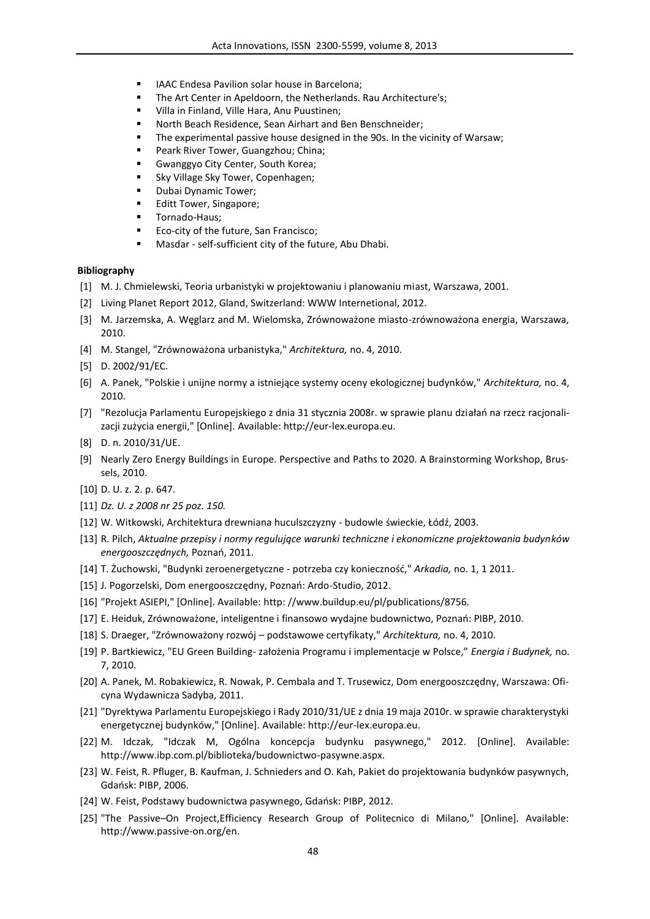- IAAC Endesa Pavilion solar house in Barcelona;
- The Art Center in Apeldoorn, the Netherlands. Rau Architecture's;
- Villa in Finland, Ville Hara, Anu Puustinen;
- North Beach Residence, Sean Airhart and Ben Benschneider;
- The experimental passive house designed in the 90s. In the vicinity of Warsaw;
- Peark River Tower, Guangzhou; China;
- Gwanggyo City Center, South Korea;
- Sky Village Sky Tower, Copenhagen;
- Dubai Dynamic Tower;
- Editt Tower, Singapore;
- Tornado-Haus;
- Eco-city of the future, San Francisco;
- Masdar - self-sufficient city of the future, Abu Dhabi.

**Bibliography**

[1] M. J. Chmielewski, Teoria urbanistyki w projektowaniu i planowaniu miast, Warszawa, 2001.

[2] Living Planet Report 2012, Gland, Switzerland: WWW Internetional, 2012.

[3] M. Jarzemska, A. Węglarz and M. Wielomska, Zrównoważone miasto-zrównoważona energia, Warszawa, 2010.

[4] M. Stangel, "Zrównoważona urbanistyka," *Architektura,* no. 4, 2010.

[5] D. 2002/91/EC.

[6] A. Panek, "Polskie i unijne normy a istniejące systemy oceny ekologicznej budynków," *Architektura,* no. 4, 2010.

[7] "Rezolucja Parlamentu Europejskiego z dnia 31 stycznia 2008r. w sprawie planu działań na rzecz racjonalizacji zużycia energii," [Online]. Available: http://eur-lex.europa.eu.

[8] D. n. 2010/31/UE.

[9] Nearly Zero Energy Buildings in Europe. Perspective and Paths to 2020. A Brainstorming Workshop, Brussels, 2010.

[10] D. U. z. 2. p. 647.

[11] *Dz. U. z 2008 nr 25 poz. 150.*

[12] W. Witkowski, Architektura drewniana huculszczyzny - budowle świeckie, Łódź, 2003.

[13] R. Pilch, *Aktualne przepisy i normy regulujące warunki techniczne i ekonomiczne projektowania budynków energooszczędnych,* Poznań, 2011.

[14] T. Żuchowski, "Budynki zeroenergetyczne - potrzeba czy konieczność," *Arkadia,* no. 1, 1 2011.

[15] J. Pogorzelski, Dom energooszczędny, Poznań: Ardo-Studio, 2012.

[16] "Projekt ASIEPI," [Online]. Available: http: //www.buildup.eu/pl/publications/8756.

[17] E. Heiduk, Zrównoważone, inteligentne i finansowo wydajne budownictwo, Poznań: PIBP, 2010.

[18] S. Draeger, "Zrównoważony rozwój – podstawowe certyfikaty," *Architektura,* no. 4, 2010.

[19] P. Bartkiewicz, "EU Green Building- założenia Programu i implementacje w Polsce," *Energia i Budynek,* no. 7, 2010.

[20] A. Panek, M. Robakiewicz, R. Nowak, P. Cembala and T. Trusewicz, Dom energooszczędny, Warszawa: Oficyna Wydawnicza Sadyba, 2011.

[21] "Dyrektywa Parlamentu Europejskiego i Rady 2010/31/UE z dnia 19 maja 2010r. w sprawie charakterystyki energetycznej budynków," [Online]. Available: http://eur-lex.europa.eu.

[22] M. Idczak, "Idczak M, Ogólna koncepcja budynku pasywnego," 2012. [Online]. Available: http://www.ibp.com.pl/biblioteka/budownictwo-pasywne.aspx.

[23] W. Feist, R. Pfluger, B. Kaufman, J. Schnieders and O. Kah, Pakiet do projektowania budynków pasywnych, Gdańsk: PIBP, 2006.

[24] W. Feist, Podstawy budownictwa pasywnego, Gdańsk: PIBP, 2012.

[25] "The Passive–On Project,Efficiency Research Group of Politecnico di Milano," [Online]. Available: http://www.passive-on.org/en.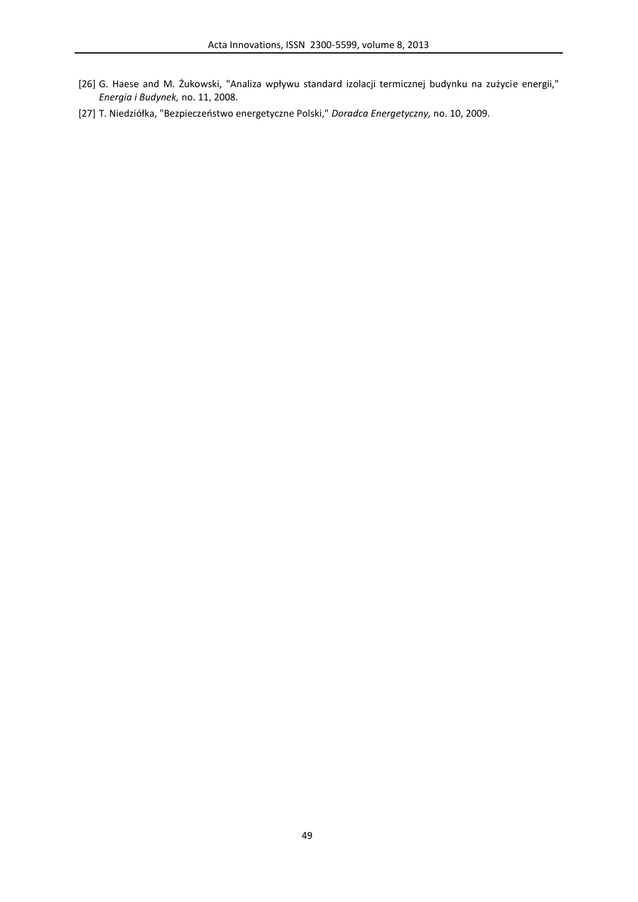[26] G. Haese and M. Żukowski, "Analiza wpływu standard izolacji termicznej budynku na zużycie energii," *Energia i Budynek,* no. 11, 2008.

[27] T. Niedziółka, "Bezpieczeństwo energetyczne Polski," *Doradca Energetyczny,* no. 10, 2009.